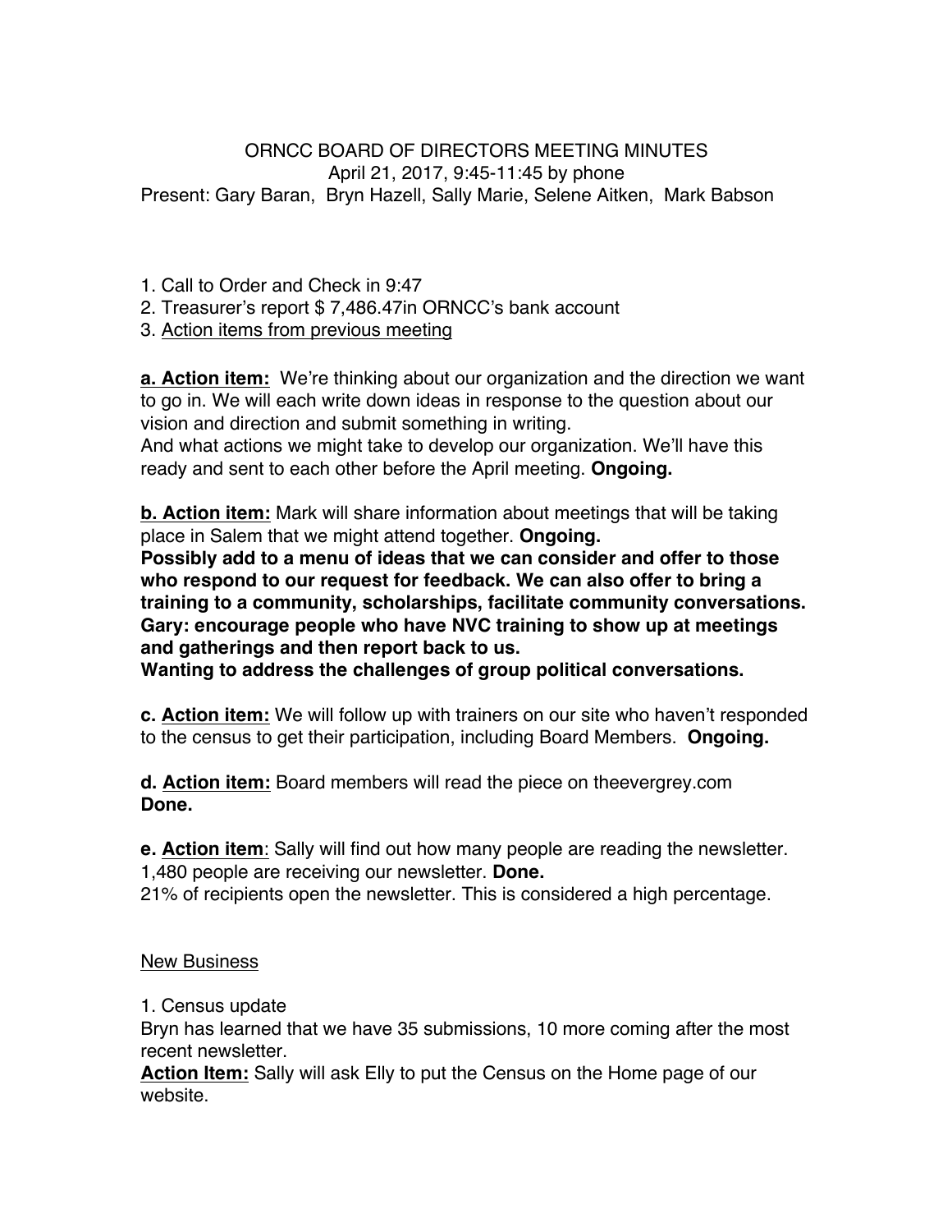# ORNCC BOARD OF DIRECTORS MEETING MINUTES

April 21, 2017, 9:45-11:45 by phone

Present: Gary Baran, Bryn Hazell, Sally Marie, Selene Aitken, Mark Babson

1. Call to Order and Check in 9:47
2. Treasurer's report $ 7,486.47in ORNCC's bank account
3. Action items from previous meeting

**a. Action item:** We're thinking about our organization and the direction we want to go in. We will each write down ideas in response to the question about our vision and direction and submit something in writing.
And what actions we might take to develop our organization. We'll have this ready and sent to each other before the April meeting. **Ongoing.**

**b. Action item:** Mark will share information about meetings that will be taking place in Salem that we might attend together. **Ongoing.**
**Possibly add to a menu of ideas that we can consider and offer to those who respond to our request for feedback. We can also offer to bring a training to a community, scholarships, facilitate community conversations.**
**Gary: encourage people who have NVC training to show up at meetings and gatherings and then report back to us.**
**Wanting to address the challenges of group political conversations.**

**c. Action item:** We will follow up with trainers on our site who haven't responded to the census to get their participation, including Board Members. **Ongoing.**

**d. Action item:** Board members will read the piece on theevergrey.com
**Done.**

**e. Action item**: Sally will find out how many people are reading the newsletter.
1,480 people are receiving our newsletter. **Done.**
21% of recipients open the newsletter. This is considered a high percentage.

New Business

1. Census update
Bryn has learned that we have 35 submissions, 10 more coming after the most recent newsletter.
**Action Item:** Sally will ask Elly to put the Census on the Home page of our website.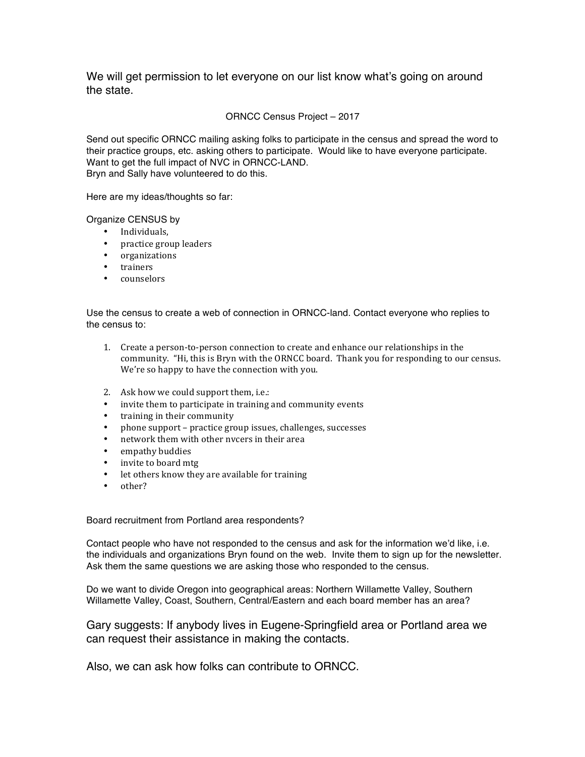We will get permission to let everyone on our list know what's going on around the state.

ORNCC Census Project – 2017

Send out specific ORNCC mailing asking folks to participate in the census and spread the word to their practice groups, etc. asking others to participate. Would like to have everyone participate. Want to get the full impact of NVC in ORNCC-LAND.
Bryn and Sally have volunteered to do this.

Here are my ideas/thoughts so far:

Organize CENSUS by

- Individuals,
- practice group leaders
- organizations
- trainers
- counselors

Use the census to create a web of connection in ORNCC-land. Contact everyone who replies to the census to:

1. Create a person-to-person connection to create and enhance our relationships in the community. "Hi, this is Bryn with the ORNCC board. Thank you for responding to our census. We're so happy to have the connection with you.

2. Ask how we could support them, i.e.:

- invite them to participate in training and community events
- training in their community
- phone support – practice group issues, challenges, successes
- network them with other nvcers in their area
- empathy buddies
- invite to board mtg
- let others know they are available for training
- other?

Board recruitment from Portland area respondents?

Contact people who have not responded to the census and ask for the information we'd like, i.e. the individuals and organizations Bryn found on the web. Invite them to sign up for the newsletter. Ask them the same questions we are asking those who responded to the census.

Do we want to divide Oregon into geographical areas: Northern Willamette Valley, Southern Willamette Valley, Coast, Southern, Central/Eastern and each board member has an area?

Gary suggests: If anybody lives in Eugene-Springfield area or Portland area we can request their assistance in making the contacts.

Also, we can ask how folks can contribute to ORNCC.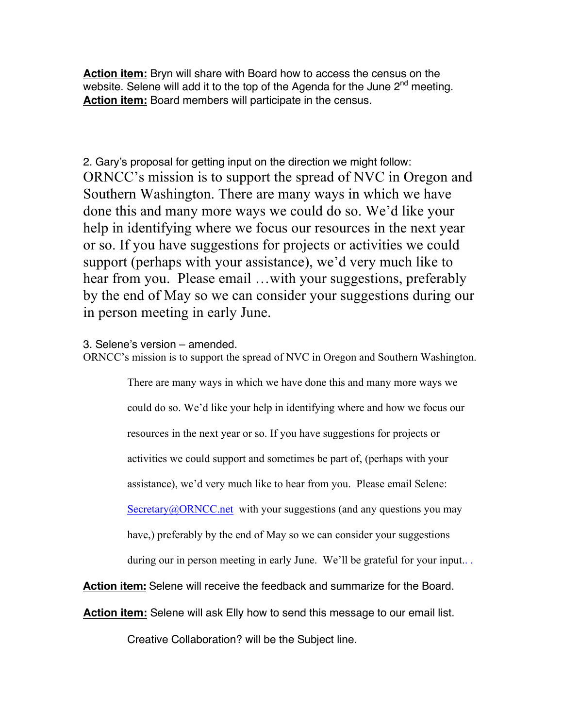**Action item:** Bryn will share with Board how to access the census on the website. Selene will add it to the top of the Agenda for the June 2nd meeting.
**Action item:** Board members will participate in the census.

2. Gary's proposal for getting input on the direction we might follow:
ORNCC's mission is to support the spread of NVC in Oregon and Southern Washington. There are many ways in which we have done this and many more ways we could do so. We'd like your help in identifying where we focus our resources in the next year or so. If you have suggestions for projects or activities we could support (perhaps with your assistance), we'd very much like to hear from you. Please email …with your suggestions, preferably by the end of May so we can consider your suggestions during our in person meeting in early June.

3. Selene's version – amended.
ORNCC's mission is to support the spread of NVC in Oregon and Southern Washington.

> There are many ways in which we have done this and many more ways we could do so. We'd like your help in identifying where and how we focus our resources in the next year or so. If you have suggestions for projects or activities we could support and sometimes be part of, (perhaps with your assistance), we'd very much like to hear from you. Please email Selene: Secretary@ORNCC.net with your suggestions (and any questions you may have,) preferably by the end of May so we can consider your suggestions during our in person meeting in early June. We'll be grateful for your input.. .

**Action item:** Selene will receive the feedback and summarize for the Board.

**Action item:** Selene will ask Elly how to send this message to our email list.

Creative Collaboration? will be the Subject line.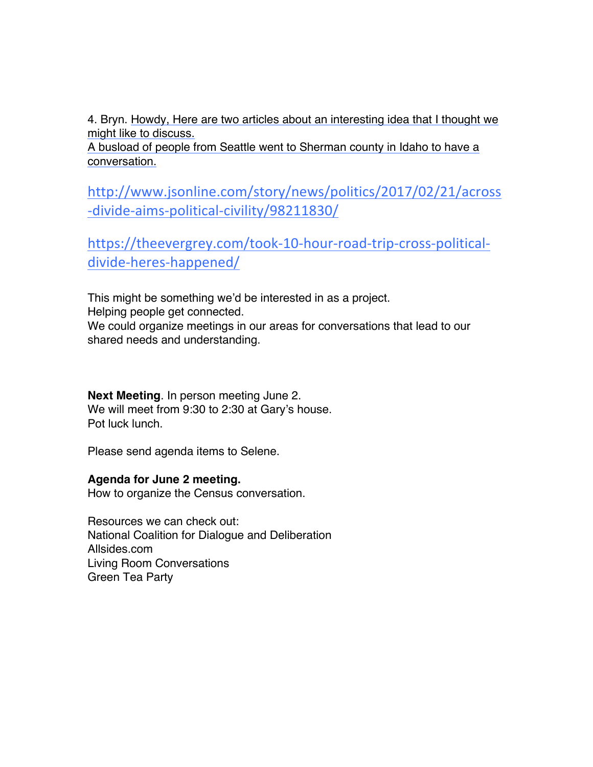4. Bryn. Howdy, Here are two articles about an interesting idea that I thought we might like to discuss.
A busload of people from Seattle went to Sherman county in Idaho to have a conversation.

http://www.jsonline.com/story/news/politics/2017/02/21/across-divide-aims-political-civility/98211830/

https://theevergrey.com/took-10-hour-road-trip-cross-political-divide-heres-happened/

This might be something we'd be interested in as a project.
Helping people get connected.
We could organize meetings in our areas for conversations that lead to our shared needs and understanding.

**Next Meeting**. In person meeting June 2.
We will meet from 9:30 to 2:30 at Gary's house.
Pot luck lunch.

Please send agenda items to Selene.

**Agenda for June 2 meeting.**
How to organize the Census conversation.

Resources we can check out:
National Coalition for Dialogue and Deliberation
Allsides.com
Living Room Conversations
Green Tea Party